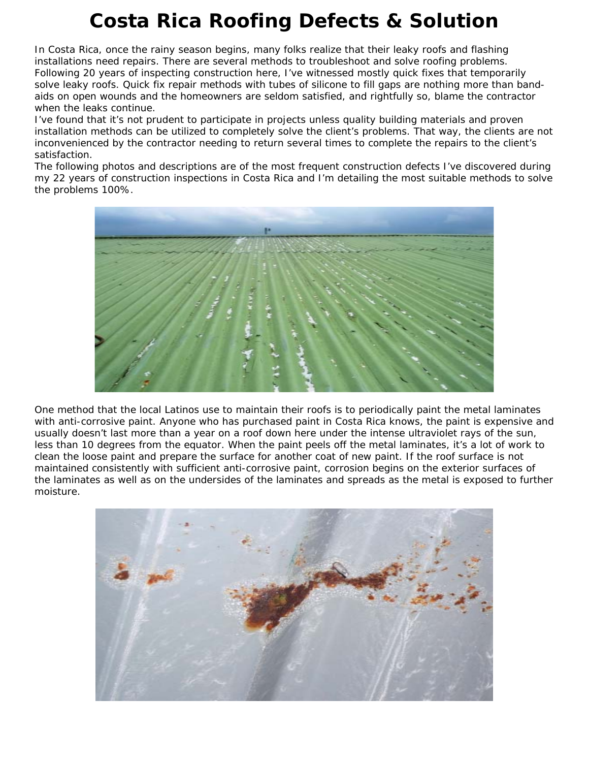# Costa Rica Roofing Defects & Solution

In Costa Rica, once the rainy season begins, many folks realize that their leaky roofs and flashing installations need repairs. There are several methods to troubleshoot and solve roofing problems. Following 20 years of inspecting construction here, I've witnessed mostly quick fixes that temporarily solve leaky roofs. Quick fix repair methods with tubes of silicone to fill gaps are nothing more than band-aids on open wounds and the homeowners are seldom satisfied, and rightfully so, blame the contractor when the leaks continue.

I've found that it's not prudent to participate in projects unless quality building materials and proven installation methods can be utilized to completely solve the client's problems. That way, the clients are not inconvenienced by the contractor needing to return several times to complete the repairs to the client's satisfaction.

The following photos and descriptions are of the most frequent construction defects I've discovered during my 22 years of construction inspections in Costa Rica and I'm detailing the most suitable methods to solve the problems 100%.

One method that the local Latinos use to maintain their roofs is to periodically paint the metal laminates with anti-corrosive paint. Anyone who has purchased paint in Costa Rica knows, the paint is expensive and usually doesn't last more than a year on a roof down here under the intense ultraviolet rays of the sun, less than 10 degrees from the equator. When the paint peels off the metal laminates, it's a lot of work to clean the loose paint and prepare the surface for another coat of new paint. If the roof surface is not maintained consistently with sufficient anti-corrosive paint, corrosion begins on the exterior surfaces of the laminates as well as on the undersides of the laminates and spreads as the metal is exposed to further moisture.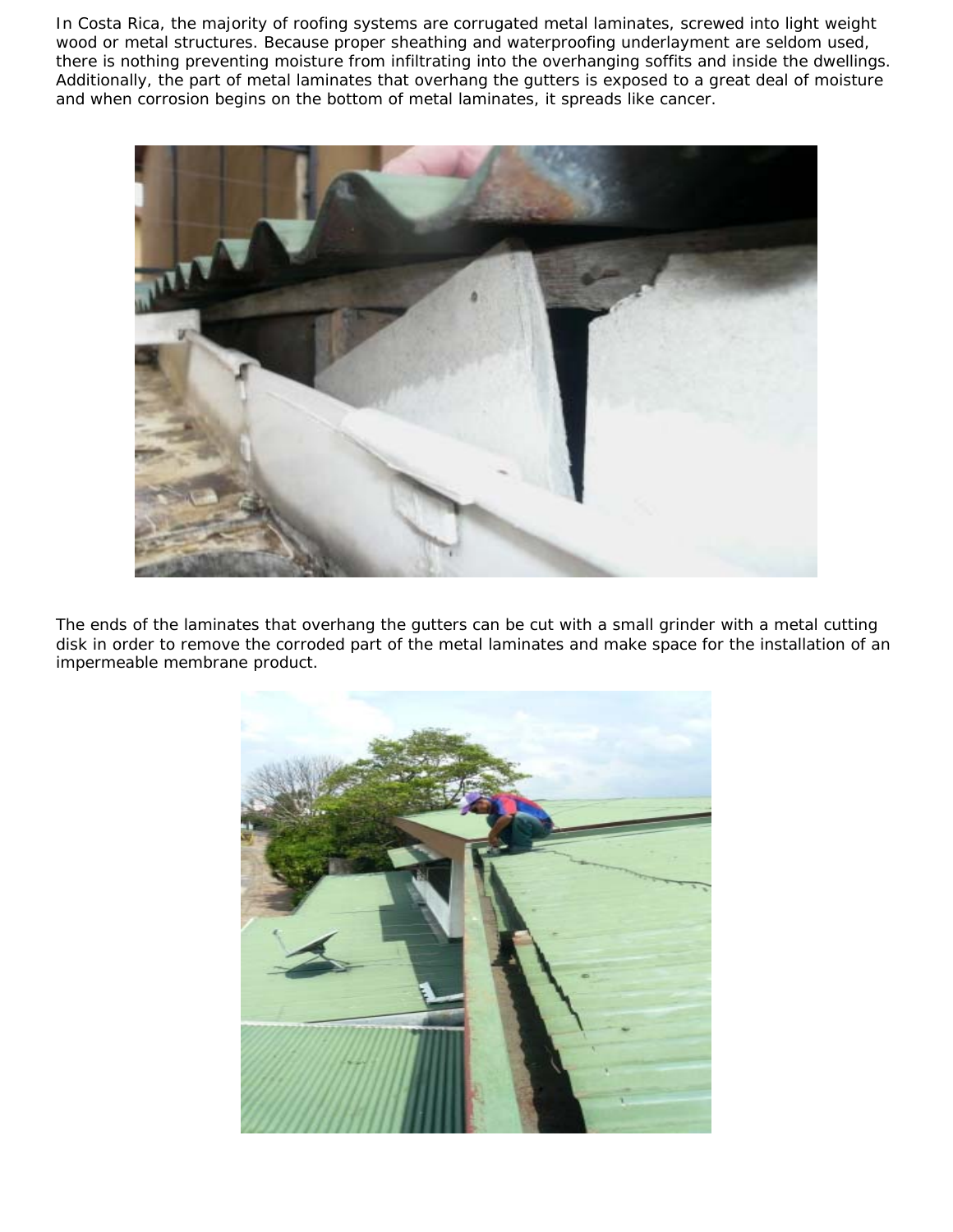In Costa Rica, the majority of roofing systems are corrugated metal laminates, screwed into light weight wood or metal structures. Because proper sheathing and waterproofing underlayment are seldom used, there is nothing preventing moisture from infiltrating into the overhanging soffits and inside the dwellings. Additionally, the part of metal laminates that overhang the gutters is exposed to a great deal of moisture and when corrosion begins on the bottom of metal laminates, it spreads like cancer.

The ends of the laminates that overhang the gutters can be cut with a small grinder with a metal cutting disk in order to remove the corroded part of the metal laminates and make space for the installation of an impermeable membrane product.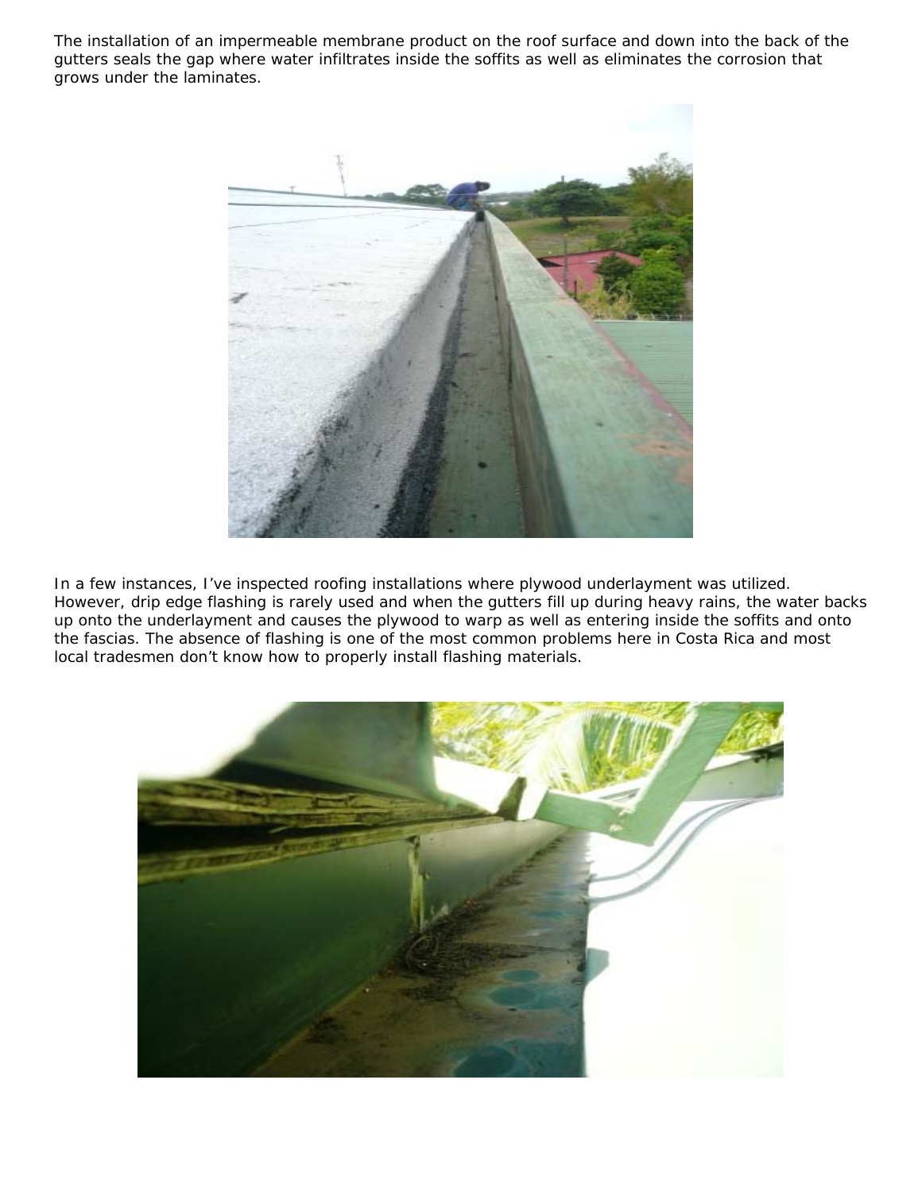The installation of an impermeable membrane product on the roof surface and down into the back of the gutters seals the gap where water infiltrates inside the soffits as well as eliminates the corrosion that grows under the laminates.

In a few instances, I've inspected roofing installations where plywood underlayment was utilized. However, drip edge flashing is rarely used and when the gutters fill up during heavy rains, the water backs up onto the underlayment and causes the plywood to warp as well as entering inside the soffits and onto the fascias. The absence of flashing is one of the most common problems here in Costa Rica and most local tradesmen don't know how to properly install flashing materials.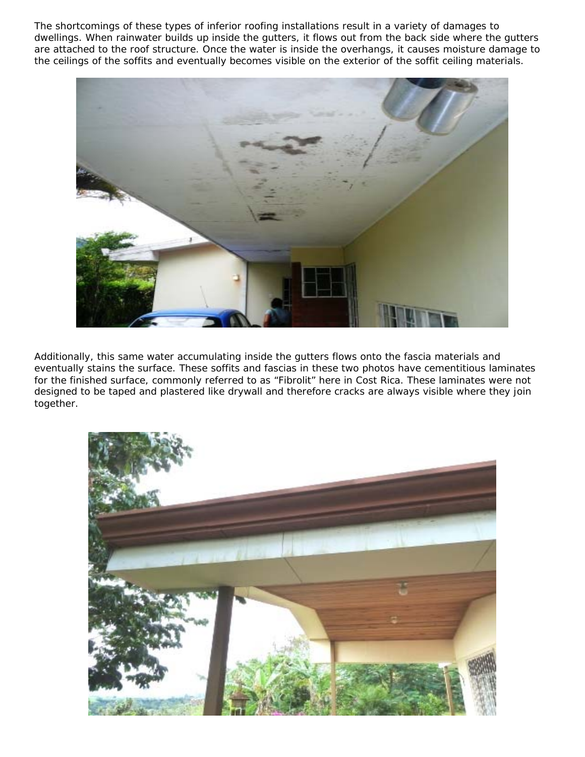The shortcomings of these types of inferior roofing installations result in a variety of damages to dwellings. When rainwater builds up inside the gutters, it flows out from the back side where the gutters are attached to the roof structure. Once the water is inside the overhangs, it causes moisture damage to the ceilings of the soffits and eventually becomes visible on the exterior of the soffit ceiling materials.

Additionally, this same water accumulating inside the gutters flows onto the fascia materials and eventually stains the surface. These soffits and fascias in these two photos have cementitious laminates for the finished surface, commonly referred to as "Fibrolit" here in Cost Rica. These laminates were not designed to be taped and plastered like drywall and therefore cracks are always visible where they join together.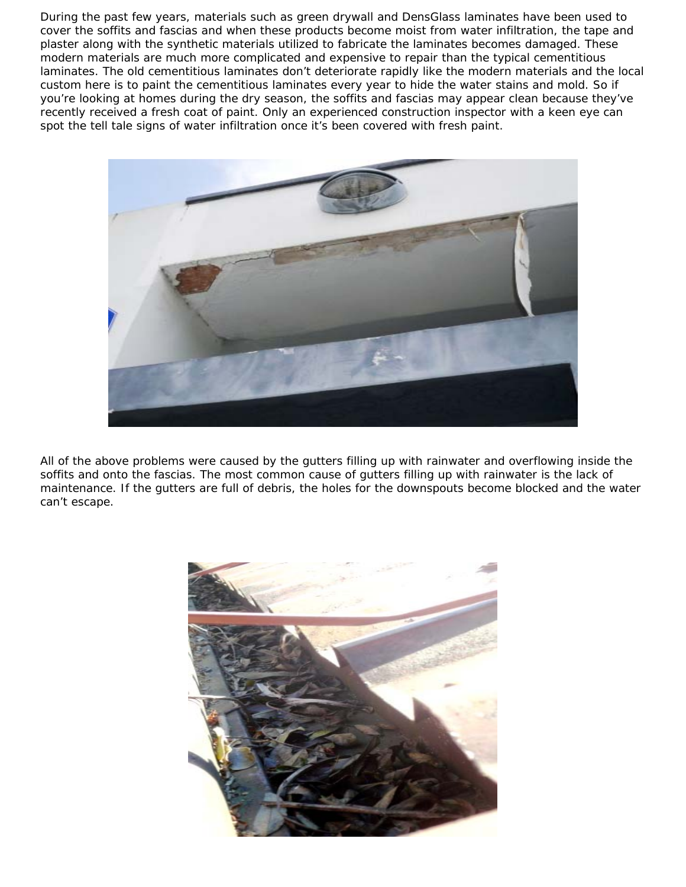During the past few years, materials such as green drywall and DensGlass laminates have been used to cover the soffits and fascias and when these products become moist from water infiltration, the tape and plaster along with the synthetic materials utilized to fabricate the laminates becomes damaged. These modern materials are much more complicated and expensive to repair than the typical cementitious laminates. The old cementitious laminates don't deteriorate rapidly like the modern materials and the local custom here is to paint the cementitious laminates every year to hide the water stains and mold. So if you're looking at homes during the dry season, the soffits and fascias may appear clean because they've recently received a fresh coat of paint. Only an experienced construction inspector with a keen eye can spot the tell tale signs of water infiltration once it's been covered with fresh paint.

All of the above problems were caused by the gutters filling up with rainwater and overflowing inside the soffits and onto the fascias. The most common cause of gutters filling up with rainwater is the lack of maintenance. If the gutters are full of debris, the holes for the downspouts become blocked and the water can't escape.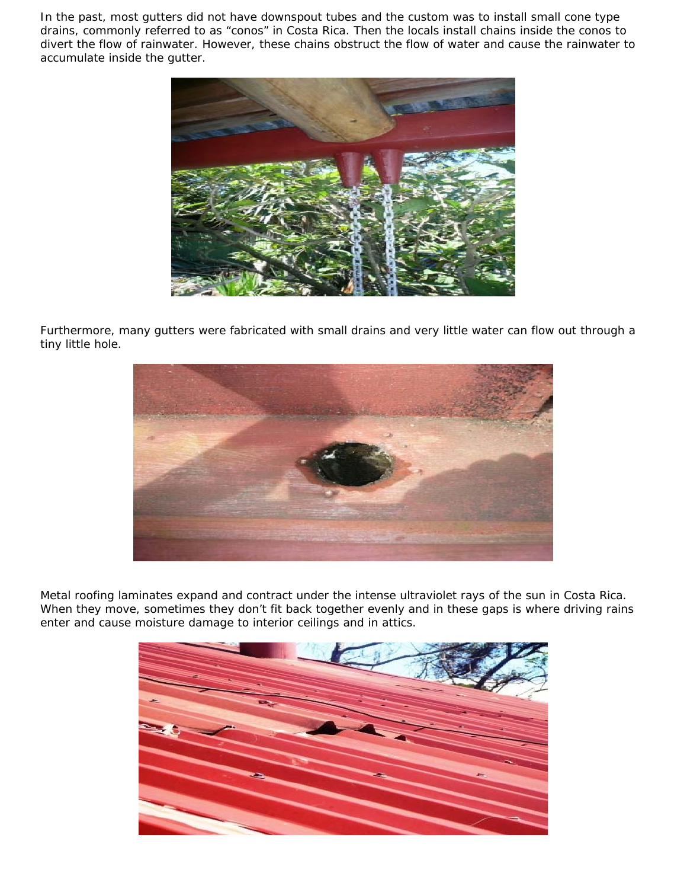In the past, most gutters did not have downspout tubes and the custom was to install small cone type drains, commonly referred to as “conos” in Costa Rica. Then the locals install chains inside the conos to divert the flow of rainwater. However, these chains obstruct the flow of water and cause the rainwater to accumulate inside the gutter.

Furthermore, many gutters were fabricated with small drains and very little water can flow out through a tiny little hole.

Metal roofing laminates expand and contract under the intense ultraviolet rays of the sun in Costa Rica. When they move, sometimes they don’t fit back together evenly and in these gaps is where driving rains enter and cause moisture damage to interior ceilings and in attics.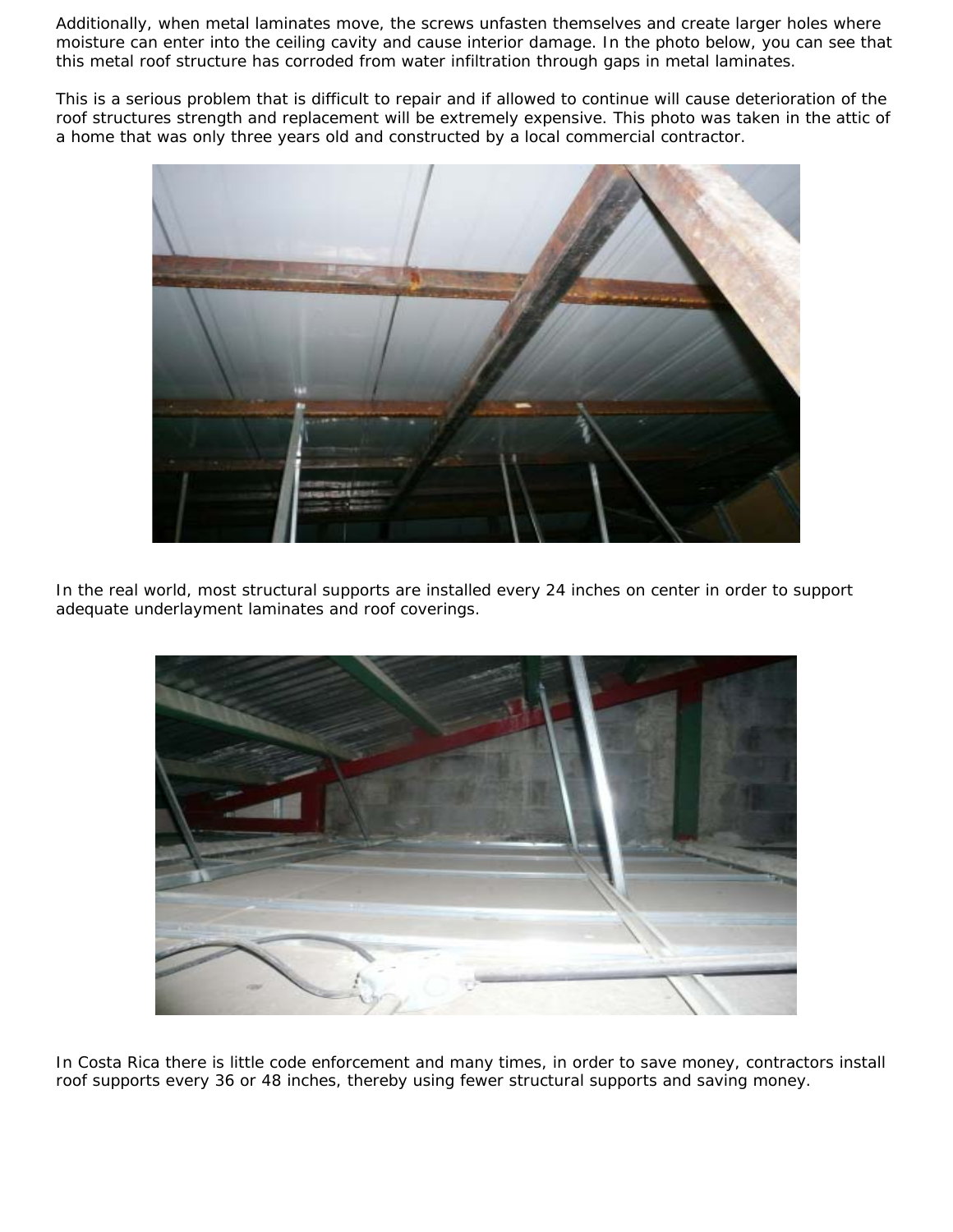Additionally, when metal laminates move, the screws unfasten themselves and create larger holes where moisture can enter into the ceiling cavity and cause interior damage. In the photo below, you can see that this metal roof structure has corroded from water infiltration through gaps in metal laminates.

This is a serious problem that is difficult to repair and if allowed to continue will cause deterioration of the roof structures strength and replacement will be extremely expensive. This photo was taken in the attic of a home that was only three years old and constructed by a local commercial contractor.

In the real world, most structural supports are installed every 24 inches on center in order to support adequate underlayment laminates and roof coverings.

In Costa Rica there is little code enforcement and many times, in order to save money, contractors install roof supports every 36 or 48 inches, thereby using fewer structural supports and saving money.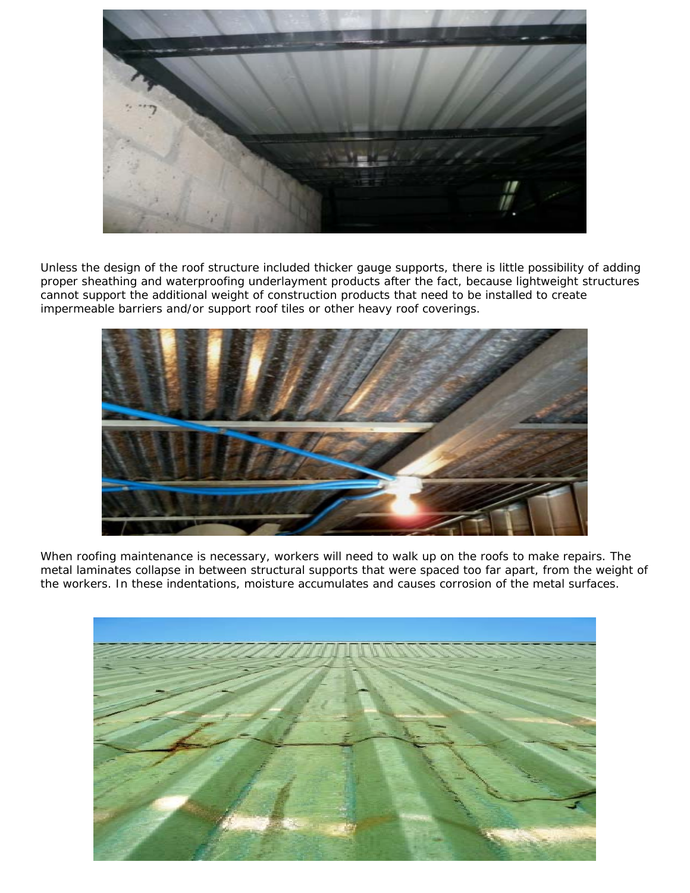Unless the design of the roof structure included thicker gauge supports, there is little possibility of adding proper sheathing and waterproofing underlayment products after the fact, because lightweight structures cannot support the additional weight of construction products that need to be installed to create impermeable barriers and/or support roof tiles or other heavy roof coverings.

When roofing maintenance is necessary, workers will need to walk up on the roofs to make repairs. The metal laminates collapse in between structural supports that were spaced too far apart, from the weight of the workers. In these indentations, moisture accumulates and causes corrosion of the metal surfaces.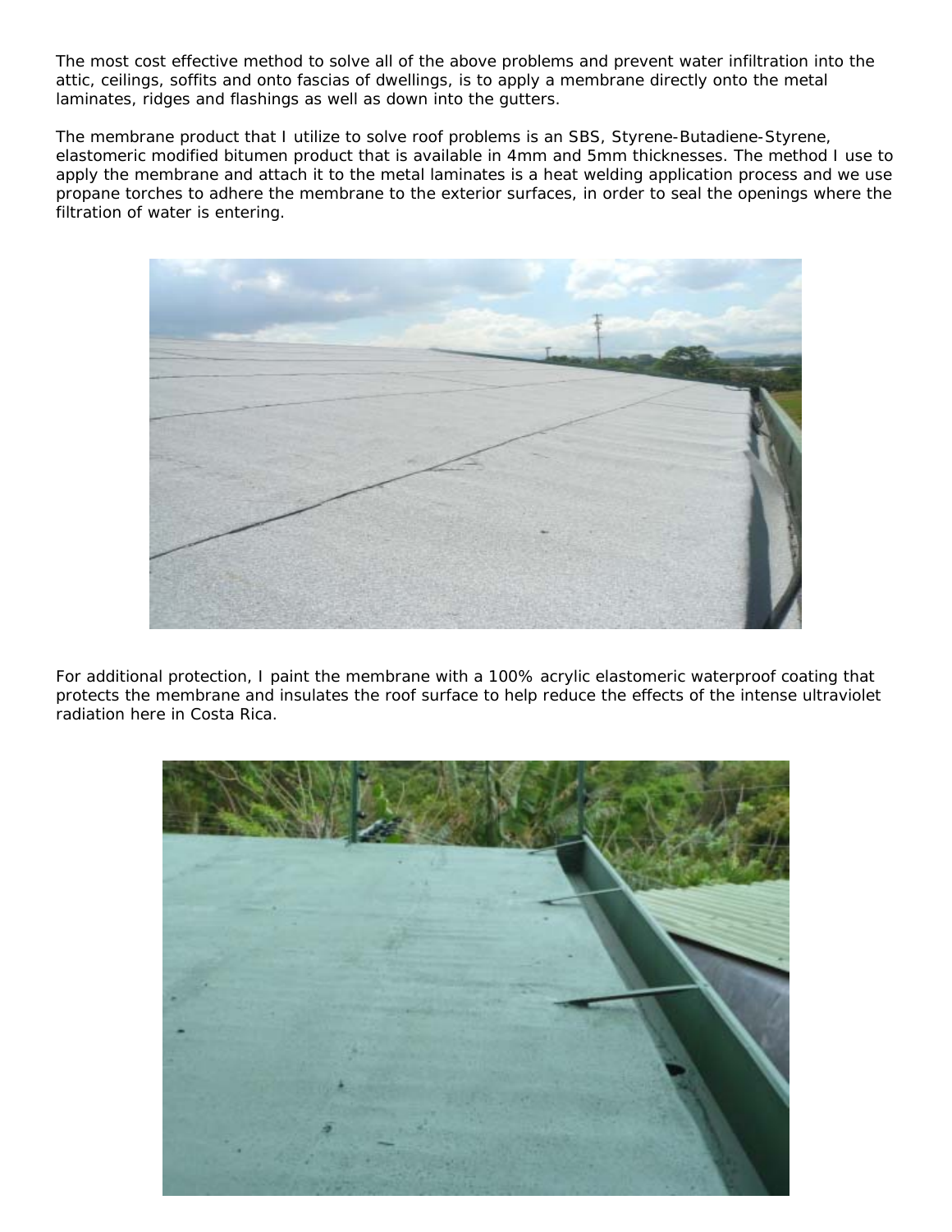The most cost effective method to solve all of the above problems and prevent water infiltration into the attic, ceilings, soffits and onto fascias of dwellings, is to apply a membrane directly onto the metal laminates, ridges and flashings as well as down into the gutters.

The membrane product that I utilize to solve roof problems is an SBS, Styrene-Butadiene-Styrene, elastomeric modified bitumen product that is available in 4mm and 5mm thicknesses. The method I use to apply the membrane and attach it to the metal laminates is a heat welding application process and we use propane torches to adhere the membrane to the exterior surfaces, in order to seal the openings where the filtration of water is entering.

For additional protection, I paint the membrane with a 100% acrylic elastomeric waterproof coating that protects the membrane and insulates the roof surface to help reduce the effects of the intense ultraviolet radiation here in Costa Rica.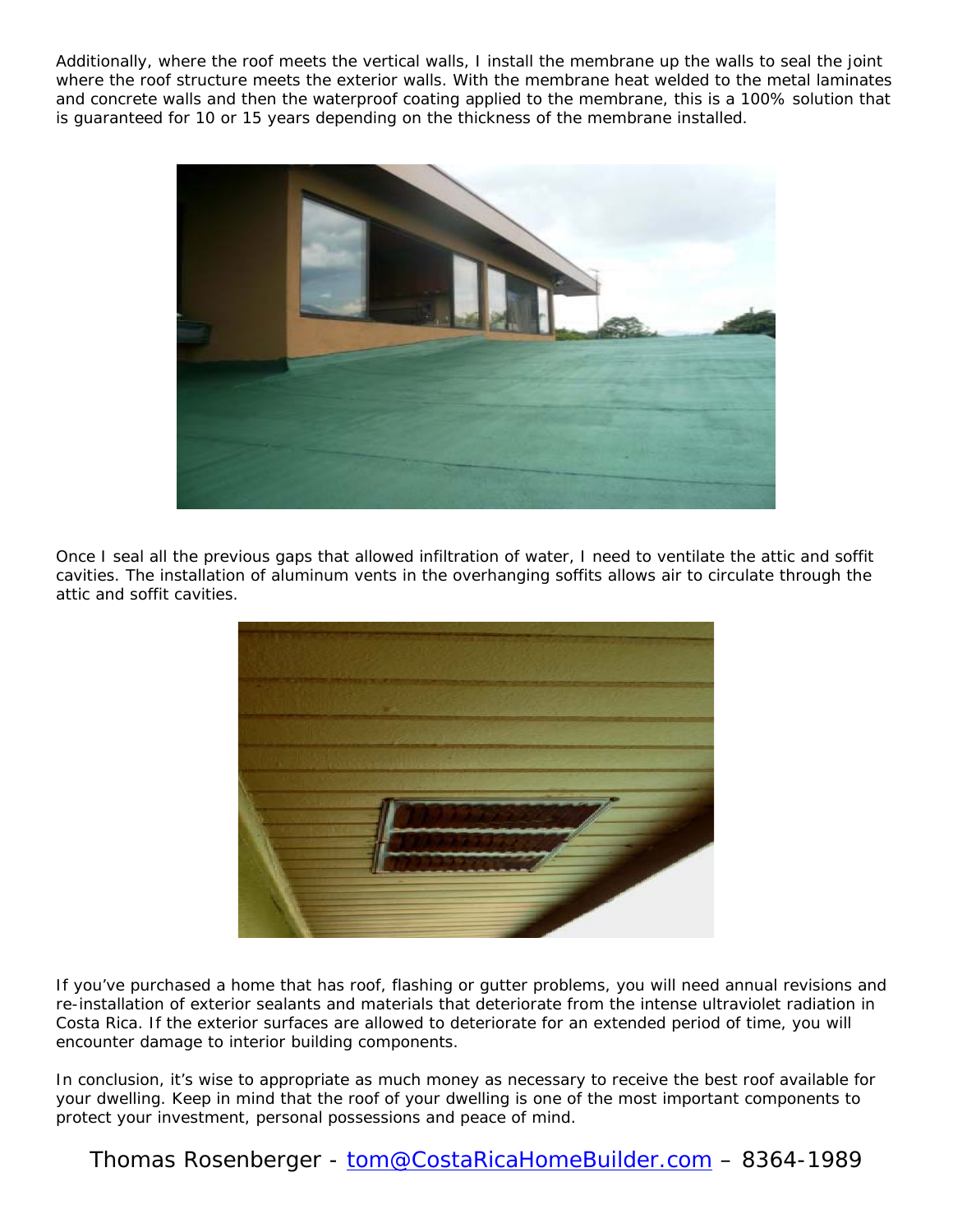Additionally, where the roof meets the vertical walls, I install the membrane up the walls to seal the joint where the roof structure meets the exterior walls. With the membrane heat welded to the metal laminates and concrete walls and then the waterproof coating applied to the membrane, this is a 100% solution that is guaranteed for 10 or 15 years depending on the thickness of the membrane installed.

Once I seal all the previous gaps that allowed infiltration of water, I need to ventilate the attic and soffit cavities. The installation of aluminum vents in the overhanging soffits allows air to circulate through the attic and soffit cavities.

If you've purchased a home that has roof, flashing or gutter problems, you will need annual revisions and re-installation of exterior sealants and materials that deteriorate from the intense ultraviolet radiation in Costa Rica. If the exterior surfaces are allowed to deteriorate for an extended period of time, you will encounter damage to interior building components.

In conclusion, it's wise to appropriate as much money as necessary to receive the best roof available for your dwelling. Keep in mind that the roof of your dwelling is one of the most important components to protect your investment, personal possessions and peace of mind.

Thomas Rosenberger - tom@CostaRicaHomeBuilder.com – 8364-1989